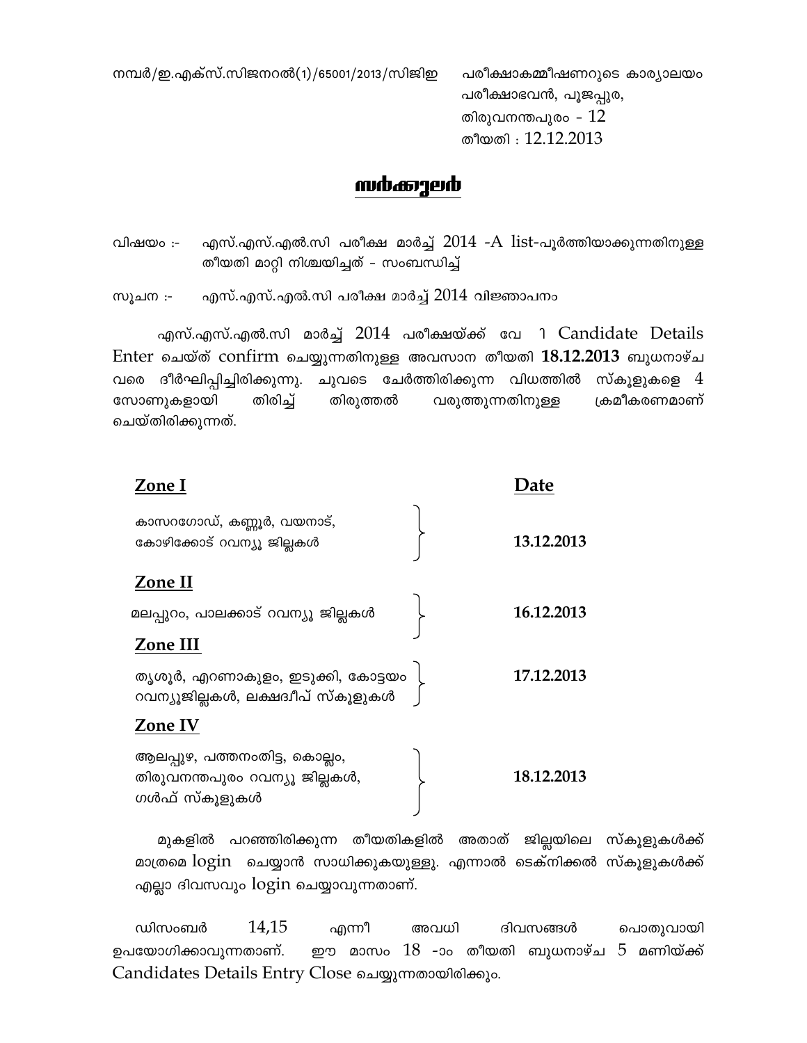നമ്പർ/ഇ.എക്സ്.സിജനറൽ(1)/65001/2013/സിജിഇ

പരീക്ഷാകമ്മീഷണറുടെ കാര്യാലയം
പരീക്ഷാഭവൻ, പൂജപ്പുര,
തിരുവനന്തപുരം - 12
തീയതി : 12.12.2013

# സർക്കുലർ

വിഷയം :- എസ്.എസ്.എൽ.സി പരീക്ഷ മാർച്ച് 2014 -A list-പൂർത്തിയാക്കുന്നതിനുള്ള തീയതി മാറ്റി നിശ്ചയിച്ചത് - സംബന്ധിച്ച്

സൂചന :- എസ്.എസ്.എൽ.സി പരീക്ഷ മാർച്ച് 2014 വിജ്ഞാപനം

എസ്.എസ്.എൽ.സി മാർച്ച് 2014 പരീക്ഷയ്ക്ക് വേ 1 Candidate Details Enter ചെയ്ത് confirm ചെയ്യുന്നതിനുള്ള അവസാന തീയതി **18.12.2013** ബുധനാഴ്ച വരെ ദീർഘിപ്പിച്ചിരിക്കുന്നു. ചുവടെ ചേർത്തിരിക്കുന്ന വിധത്തിൽ സ്കൂളുകളെ 4 സോണുകളായി തിരിച്ച് തിരുത്തൽ വരുത്തുന്നതിനുള്ള ക്രമീകരണമാണ് ചെയ്തിരിക്കുന്നത്.

| Zone | Date |
|---|---|
| **Zone I**<br>കാസറഗോഡ്, കണ്ണൂർ, വയനാട്, കോഴിക്കോട് റവന്യൂ ജില്ലകൾ | **13.12.2013** |
| **Zone II**<br>മലപ്പുറം, പാലക്കാട് റവന്യൂ ജില്ലകൾ | **16.12.2013** |
| **Zone III**<br>തൃശൂർ, എറണാകുളം, ഇടുക്കി, കോട്ടയം റവന്യൂജില്ലകൾ, ലക്ഷദ്വീപ് സ്കൂളുകൾ | **17.12.2013** |
| **Zone IV**<br>ആലപ്പുഴ, പത്തനംതിട്ട, കൊല്ലം, തിരുവനന്തപുരം റവന്യൂ ജില്ലകൾ, ഗൾഫ് സ്കൂളുകൾ | **18.12.2013** |

മുകളിൽ പറഞ്ഞിരിക്കുന്ന തീയതികളിൽ അതാത് ജില്ലയിലെ സ്കൂളുകൾക്ക് മാത്രമെ login ചെയ്യാൻ സാധിക്കുകയുള്ളു. എന്നാൽ ടെക്നിക്കൽ സ്കൂളുകൾക്ക് എല്ലാ ദിവസവും login ചെയ്യാവുന്നതാണ്.

ഡിസംബർ 14,15 എന്നീ അവധി ദിവസങ്ങൾ പൊതുവായി ഉപയോഗിക്കാവുന്നതാണ്. ഈ മാസം 18 -ാം തീയതി ബുധനാഴ്ച 5 മണിയ്ക്ക് Candidates Details Entry Close ചെയ്യുന്നതായിരിക്കും.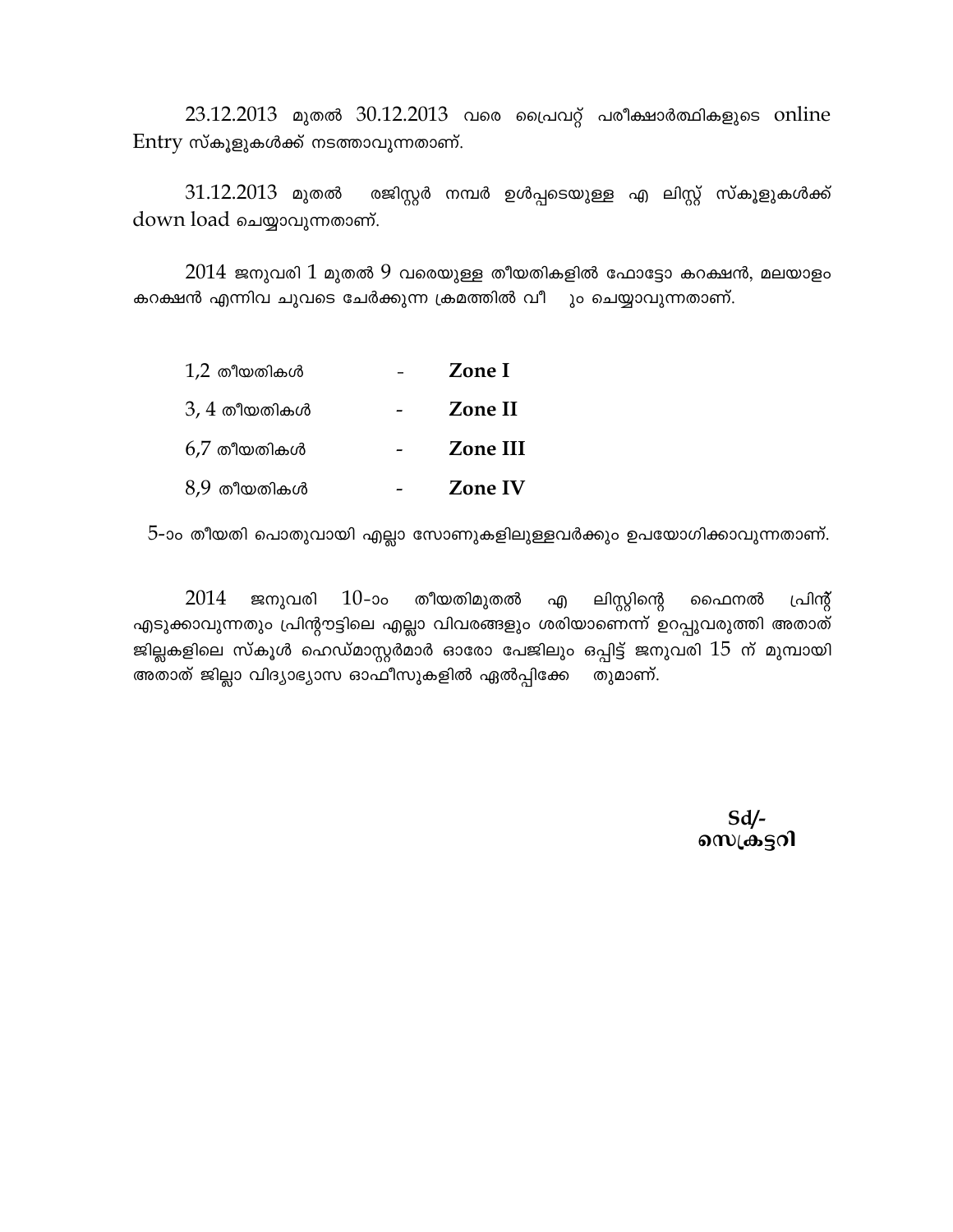23.12.2013 മുതൽ 30.12.2013 വരെ പ്രൈവറ്റ് പരീക്ഷാർത്ഥികളുടെ online Entry സ്കൂളുകൾക്ക് നടത്താവുന്നതാണ്.

31.12.2013 മുതൽ രജിസ്റ്റർ നമ്പർ ഉൾപ്പടെയുള്ള എ ലിസ്റ്റ് സ്കൂളുകൾക്ക് down load ചെയ്യാവുന്നതാണ്.

2014 ജനുവരി 1 മുതൽ 9 വരെയുള്ള തീയതികളിൽ ഫോട്ടോ കറക്ഷൻ, മലയാളം കറക്ഷൻ എന്നിവ ചുവടെ ചേർക്കുന്ന ക്രമത്തിൽ വീ ും ചെയ്യാവുന്നതാണ്.

| | | |
|---|---|---|
| 1,2 തീയതികൾ | - | **Zone I** |
| 3, 4 തീയതികൾ | - | **Zone II** |
| 6,7 തീയതികൾ | - | **Zone III** |
| 8,9 തീയതികൾ | - | **Zone IV** |

5-ാം തീയതി പൊതുവായി എല്ലാ സോണുകളിലുള്ളവർക്കും ഉപയോഗിക്കാവുന്നതാണ്.

2014 ജനുവരി 10-ാം തീയതിമുതൽ എ ലിസ്റ്റിന്റെ ഫൈനൽ പ്രിന്റ് എടുക്കാവുന്നതും പ്രിന്റൗട്ടിലെ എല്ലാ വിവരങ്ങളും ശരിയാണെന്ന് ഉറപ്പുവരുത്തി അതാത് ജില്ലകളിലെ സ്കൂൾ ഹെഡ്മാസ്റ്റർമാർ ഓരോ പേജിലും ഒപ്പിട്ട് ജനുവരി 15 ന് മുമ്പായി അതാത് ജില്ലാ വിദ്യാഭ്യാസ ഓഫീസുകളിൽ ഏൽപ്പിക്കേ തുമാണ്.

**Sd/-**
**സെക്രട്ടറി**